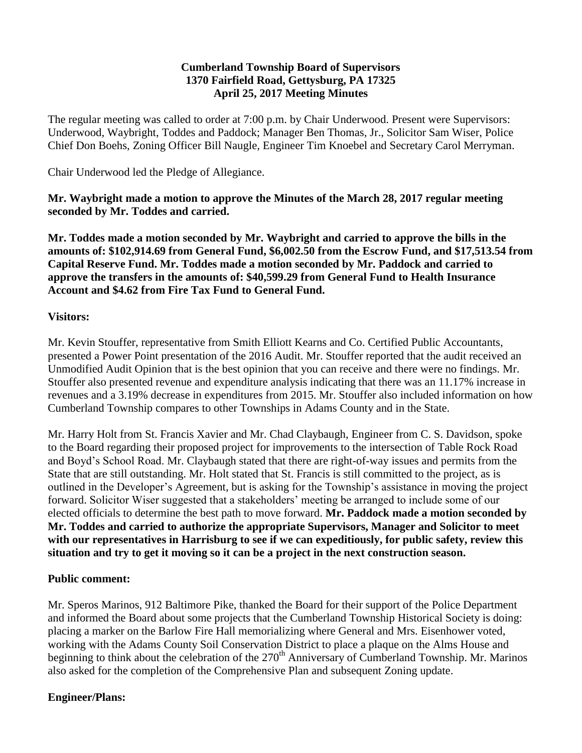**Cumberland Township Board of Supervisors**
**1370 Fairfield Road, Gettysburg, PA 17325**
**April 25, 2017 Meeting Minutes**

The regular meeting was called to order at 7:00 p.m. by Chair Underwood. Present were Supervisors: Underwood, Waybright, Toddes and Paddock; Manager Ben Thomas, Jr., Solicitor Sam Wiser, Police Chief Don Boehs, Zoning Officer Bill Naugle, Engineer Tim Knoebel and Secretary Carol Merryman.

Chair Underwood led the Pledge of Allegiance.

**Mr. Waybright made a motion to approve the Minutes of the March 28, 2017 regular meeting seconded by Mr. Toddes and carried.**

**Mr. Toddes made a motion seconded by Mr. Waybright and carried to approve the bills in the amounts of: $102,914.69 from General Fund, $6,002.50 from the Escrow Fund, and $17,513.54 from Capital Reserve Fund. Mr. Toddes made a motion seconded by Mr. Paddock and carried to approve the transfers in the amounts of: $40,599.29 from General Fund to Health Insurance Account and $4.62 from Fire Tax Fund to General Fund.**

**Visitors:**

Mr. Kevin Stouffer, representative from Smith Elliott Kearns and Co. Certified Public Accountants, presented a Power Point presentation of the 2016 Audit. Mr. Stouffer reported that the audit received an Unmodified Audit Opinion that is the best opinion that you can receive and there were no findings. Mr. Stouffer also presented revenue and expenditure analysis indicating that there was an 11.17% increase in revenues and a 3.19% decrease in expenditures from 2015. Mr. Stouffer also included information on how Cumberland Township compares to other Townships in Adams County and in the State.

Mr. Harry Holt from St. Francis Xavier and Mr. Chad Claybaugh, Engineer from C. S. Davidson, spoke to the Board regarding their proposed project for improvements to the intersection of Table Rock Road and Boyd's School Road. Mr. Claybaugh stated that there are right-of-way issues and permits from the State that are still outstanding. Mr. Holt stated that St. Francis is still committed to the project, as is outlined in the Developer's Agreement, but is asking for the Township's assistance in moving the project forward. Solicitor Wiser suggested that a stakeholders' meeting be arranged to include some of our elected officials to determine the best path to move forward. **Mr. Paddock made a motion seconded by Mr. Toddes and carried to authorize the appropriate Supervisors, Manager and Solicitor to meet with our representatives in Harrisburg to see if we can expeditiously, for public safety, review this situation and try to get it moving so it can be a project in the next construction season.**

**Public comment:**

Mr. Speros Marinos, 912 Baltimore Pike, thanked the Board for their support of the Police Department and informed the Board about some projects that the Cumberland Township Historical Society is doing: placing a marker on the Barlow Fire Hall memorializing where General and Mrs. Eisenhower voted, working with the Adams County Soil Conservation District to place a plaque on the Alms House and beginning to think about the celebration of the 270th Anniversary of Cumberland Township. Mr. Marinos also asked for the completion of the Comprehensive Plan and subsequent Zoning update.

**Engineer/Plans:**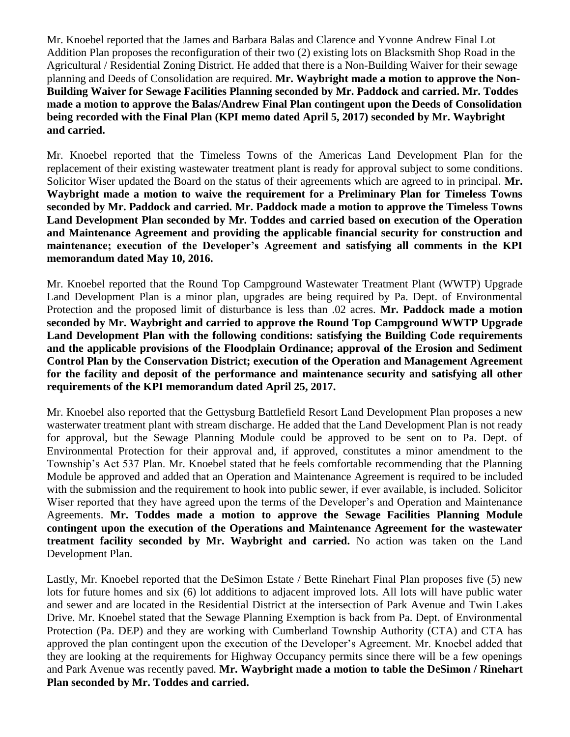Mr. Knoebel reported that the James and Barbara Balas and Clarence and Yvonne Andrew Final Lot Addition Plan proposes the reconfiguration of their two (2) existing lots on Blacksmith Shop Road in the Agricultural / Residential Zoning District. He added that there is a Non-Building Waiver for their sewage planning and Deeds of Consolidation are required. **Mr. Waybright made a motion to approve the Non-Building Waiver for Sewage Facilities Planning seconded by Mr. Paddock and carried. Mr. Toddes made a motion to approve the Balas/Andrew Final Plan contingent upon the Deeds of Consolidation being recorded with the Final Plan (KPI memo dated April 5, 2017) seconded by Mr. Waybright and carried.**

Mr. Knoebel reported that the Timeless Towns of the Americas Land Development Plan for the replacement of their existing wastewater treatment plant is ready for approval subject to some conditions. Solicitor Wiser updated the Board on the status of their agreements which are agreed to in principal. **Mr. Waybright made a motion to waive the requirement for a Preliminary Plan for Timeless Towns seconded by Mr. Paddock and carried. Mr. Paddock made a motion to approve the Timeless Towns Land Development Plan seconded by Mr. Toddes and carried based on execution of the Operation and Maintenance Agreement and providing the applicable financial security for construction and maintenance; execution of the Developer's Agreement and satisfying all comments in the KPI memorandum dated May 10, 2016.**

Mr. Knoebel reported that the Round Top Campground Wastewater Treatment Plant (WWTP) Upgrade Land Development Plan is a minor plan, upgrades are being required by Pa. Dept. of Environmental Protection and the proposed limit of disturbance is less than .02 acres. **Mr. Paddock made a motion seconded by Mr. Waybright and carried to approve the Round Top Campground WWTP Upgrade Land Development Plan with the following conditions: satisfying the Building Code requirements and the applicable provisions of the Floodplain Ordinance; approval of the Erosion and Sediment Control Plan by the Conservation District; execution of the Operation and Management Agreement for the facility and deposit of the performance and maintenance security and satisfying all other requirements of the KPI memorandum dated April 25, 2017.**

Mr. Knoebel also reported that the Gettysburg Battlefield Resort Land Development Plan proposes a new wasterwater treatment plant with stream discharge. He added that the Land Development Plan is not ready for approval, but the Sewage Planning Module could be approved to be sent on to Pa. Dept. of Environmental Protection for their approval and, if approved, constitutes a minor amendment to the Township's Act 537 Plan. Mr. Knoebel stated that he feels comfortable recommending that the Planning Module be approved and added that an Operation and Maintenance Agreement is required to be included with the submission and the requirement to hook into public sewer, if ever available, is included. Solicitor Wiser reported that they have agreed upon the terms of the Developer's and Operation and Maintenance Agreements. **Mr. Toddes made a motion to approve the Sewage Facilities Planning Module contingent upon the execution of the Operations and Maintenance Agreement for the wastewater treatment facility seconded by Mr. Waybright and carried.** No action was taken on the Land Development Plan.

Lastly, Mr. Knoebel reported that the DeSimon Estate / Bette Rinehart Final Plan proposes five (5) new lots for future homes and six (6) lot additions to adjacent improved lots. All lots will have public water and sewer and are located in the Residential District at the intersection of Park Avenue and Twin Lakes Drive. Mr. Knoebel stated that the Sewage Planning Exemption is back from Pa. Dept. of Environmental Protection (Pa. DEP) and they are working with Cumberland Township Authority (CTA) and CTA has approved the plan contingent upon the execution of the Developer's Agreement. Mr. Knoebel added that they are looking at the requirements for Highway Occupancy permits since there will be a few openings and Park Avenue was recently paved. **Mr. Waybright made a motion to table the DeSimon / Rinehart Plan seconded by Mr. Toddes and carried.**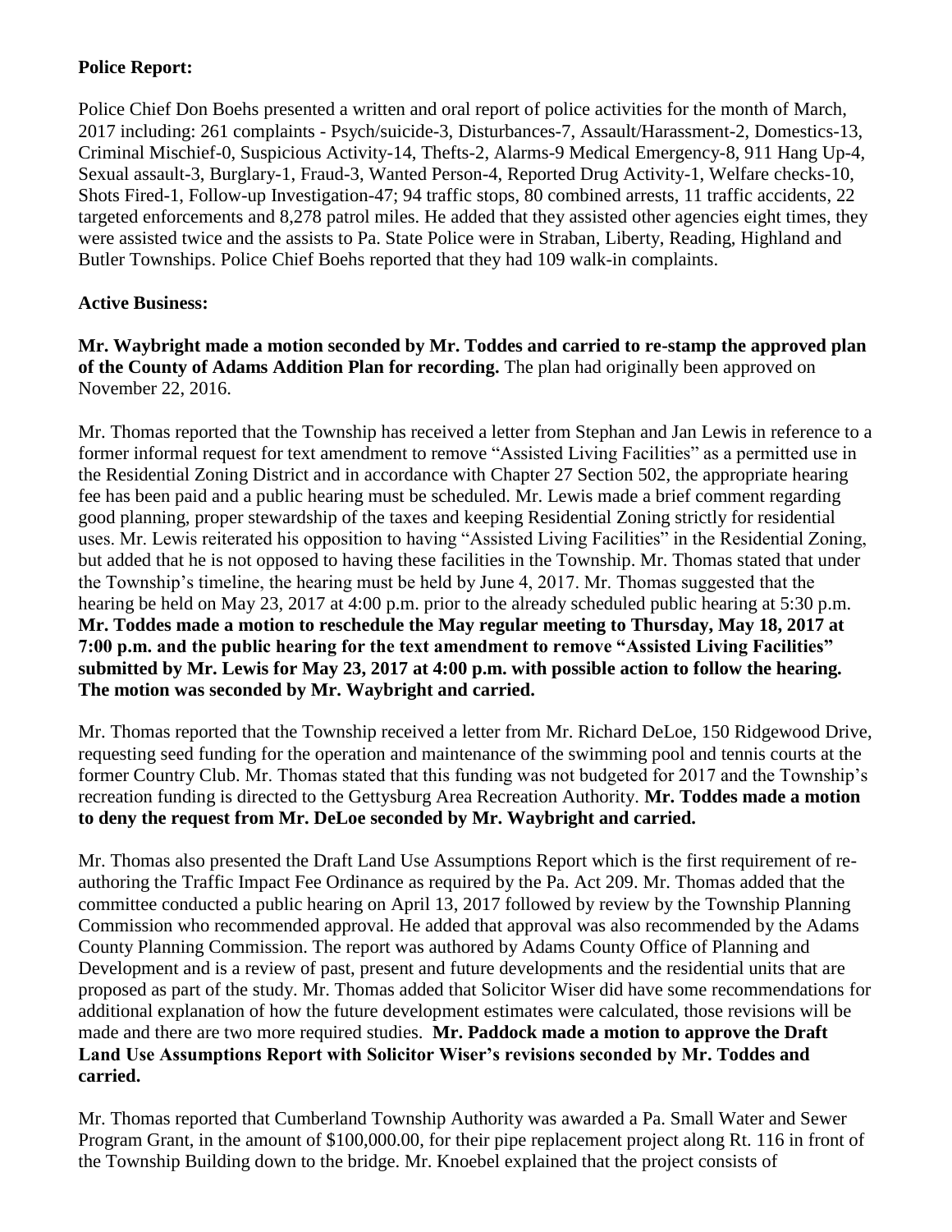**Police Report:**

Police Chief Don Boehs presented a written and oral report of police activities for the month of March, 2017 including: 261 complaints - Psych/suicide-3, Disturbances-7, Assault/Harassment-2, Domestics-13, Criminal Mischief-0, Suspicious Activity-14, Thefts-2, Alarms-9 Medical Emergency-8, 911 Hang Up-4, Sexual assault-3, Burglary-1, Fraud-3, Wanted Person-4, Reported Drug Activity-1, Welfare checks-10, Shots Fired-1, Follow-up Investigation-47; 94 traffic stops, 80 combined arrests, 11 traffic accidents, 22 targeted enforcements and 8,278 patrol miles. He added that they assisted other agencies eight times, they were assisted twice and the assists to Pa. State Police were in Straban, Liberty, Reading, Highland and Butler Townships. Police Chief Boehs reported that they had 109 walk-in complaints.

**Active Business:**

**Mr. Waybright made a motion seconded by Mr. Toddes and carried to re-stamp the approved plan of the County of Adams Addition Plan for recording.** The plan had originally been approved on November 22, 2016.

Mr. Thomas reported that the Township has received a letter from Stephan and Jan Lewis in reference to a former informal request for text amendment to remove "Assisted Living Facilities" as a permitted use in the Residential Zoning District and in accordance with Chapter 27 Section 502, the appropriate hearing fee has been paid and a public hearing must be scheduled. Mr. Lewis made a brief comment regarding good planning, proper stewardship of the taxes and keeping Residential Zoning strictly for residential uses. Mr. Lewis reiterated his opposition to having "Assisted Living Facilities" in the Residential Zoning, but added that he is not opposed to having these facilities in the Township. Mr. Thomas stated that under the Township's timeline, the hearing must be held by June 4, 2017. Mr. Thomas suggested that the hearing be held on May 23, 2017 at 4:00 p.m. prior to the already scheduled public hearing at 5:30 p.m. **Mr. Toddes made a motion to reschedule the May regular meeting to Thursday, May 18, 2017 at 7:00 p.m. and the public hearing for the text amendment to remove "Assisted Living Facilities" submitted by Mr. Lewis for May 23, 2017 at 4:00 p.m. with possible action to follow the hearing. The motion was seconded by Mr. Waybright and carried.**

Mr. Thomas reported that the Township received a letter from Mr. Richard DeLoe, 150 Ridgewood Drive, requesting seed funding for the operation and maintenance of the swimming pool and tennis courts at the former Country Club. Mr. Thomas stated that this funding was not budgeted for 2017 and the Township's recreation funding is directed to the Gettysburg Area Recreation Authority. **Mr. Toddes made a motion to deny the request from Mr. DeLoe seconded by Mr. Waybright and carried.**

Mr. Thomas also presented the Draft Land Use Assumptions Report which is the first requirement of re-authoring the Traffic Impact Fee Ordinance as required by the Pa. Act 209. Mr. Thomas added that the committee conducted a public hearing on April 13, 2017 followed by review by the Township Planning Commission who recommended approval. He added that approval was also recommended by the Adams County Planning Commission. The report was authored by Adams County Office of Planning and Development and is a review of past, present and future developments and the residential units that are proposed as part of the study. Mr. Thomas added that Solicitor Wiser did have some recommendations for additional explanation of how the future development estimates were calculated, those revisions will be made and there are two more required studies. **Mr. Paddock made a motion to approve the Draft Land Use Assumptions Report with Solicitor Wiser's revisions seconded by Mr. Toddes and carried.**

Mr. Thomas reported that Cumberland Township Authority was awarded a Pa. Small Water and Sewer Program Grant, in the amount of $100,000.00, for their pipe replacement project along Rt. 116 in front of the Township Building down to the bridge. Mr. Knoebel explained that the project consists of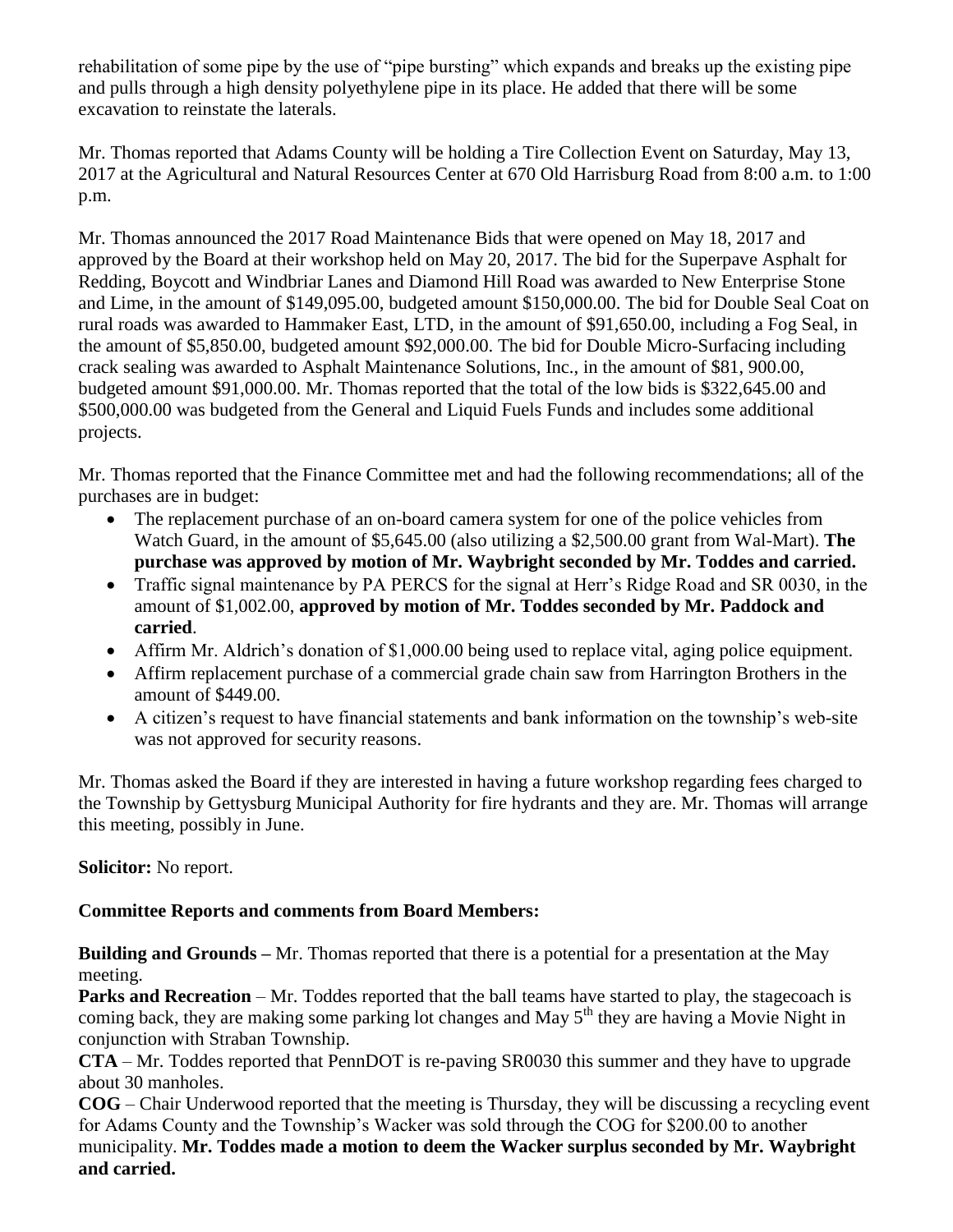rehabilitation of some pipe by the use of "pipe bursting" which expands and breaks up the existing pipe and pulls through a high density polyethylene pipe in its place. He added that there will be some excavation to reinstate the laterals.

Mr. Thomas reported that Adams County will be holding a Tire Collection Event on Saturday, May 13, 2017 at the Agricultural and Natural Resources Center at 670 Old Harrisburg Road from 8:00 a.m. to 1:00 p.m.

Mr. Thomas announced the 2017 Road Maintenance Bids that were opened on May 18, 2017 and approved by the Board at their workshop held on May 20, 2017. The bid for the Superpave Asphalt for Redding, Boycott and Windbriar Lanes and Diamond Hill Road was awarded to New Enterprise Stone and Lime, in the amount of $149,095.00, budgeted amount $150,000.00. The bid for Double Seal Coat on rural roads was awarded to Hammaker East, LTD, in the amount of $91,650.00, including a Fog Seal, in the amount of $5,850.00, budgeted amount $92,000.00. The bid for Double Micro-Surfacing including crack sealing was awarded to Asphalt Maintenance Solutions, Inc., in the amount of $81, 900.00, budgeted amount $91,000.00. Mr. Thomas reported that the total of the low bids is $322,645.00 and $500,000.00 was budgeted from the General and Liquid Fuels Funds and includes some additional projects.

Mr. Thomas reported that the Finance Committee met and had the following recommendations; all of the purchases are in budget:

- The replacement purchase of an on-board camera system for one of the police vehicles from Watch Guard, in the amount of $5,645.00 (also utilizing a $2,500.00 grant from Wal-Mart). **The purchase was approved by motion of Mr. Waybright seconded by Mr. Toddes and carried.**
- Traffic signal maintenance by PA PERCS for the signal at Herr's Ridge Road and SR 0030, in the amount of $1,002.00, **approved by motion of Mr. Toddes seconded by Mr. Paddock and carried**.
- Affirm Mr. Aldrich's donation of $1,000.00 being used to replace vital, aging police equipment.
- Affirm replacement purchase of a commercial grade chain saw from Harrington Brothers in the amount of $449.00.
- A citizen's request to have financial statements and bank information on the township's web-site was not approved for security reasons.

Mr. Thomas asked the Board if they are interested in having a future workshop regarding fees charged to the Township by Gettysburg Municipal Authority for fire hydrants and they are. Mr. Thomas will arrange this meeting, possibly in June.

**Solicitor:** No report.

**Committee Reports and comments from Board Members:**

**Building and Grounds –** Mr. Thomas reported that there is a potential for a presentation at the May meeting.

**Parks and Recreation** – Mr. Toddes reported that the ball teams have started to play, the stagecoach is coming back, they are making some parking lot changes and May 5th they are having a Movie Night in conjunction with Straban Township.

**CTA** – Mr. Toddes reported that PennDOT is re-paving SR0030 this summer and they have to upgrade about 30 manholes.

**COG** – Chair Underwood reported that the meeting is Thursday, they will be discussing a recycling event for Adams County and the Township's Wacker was sold through the COG for $200.00 to another municipality. **Mr. Toddes made a motion to deem the Wacker surplus seconded by Mr. Waybright and carried.**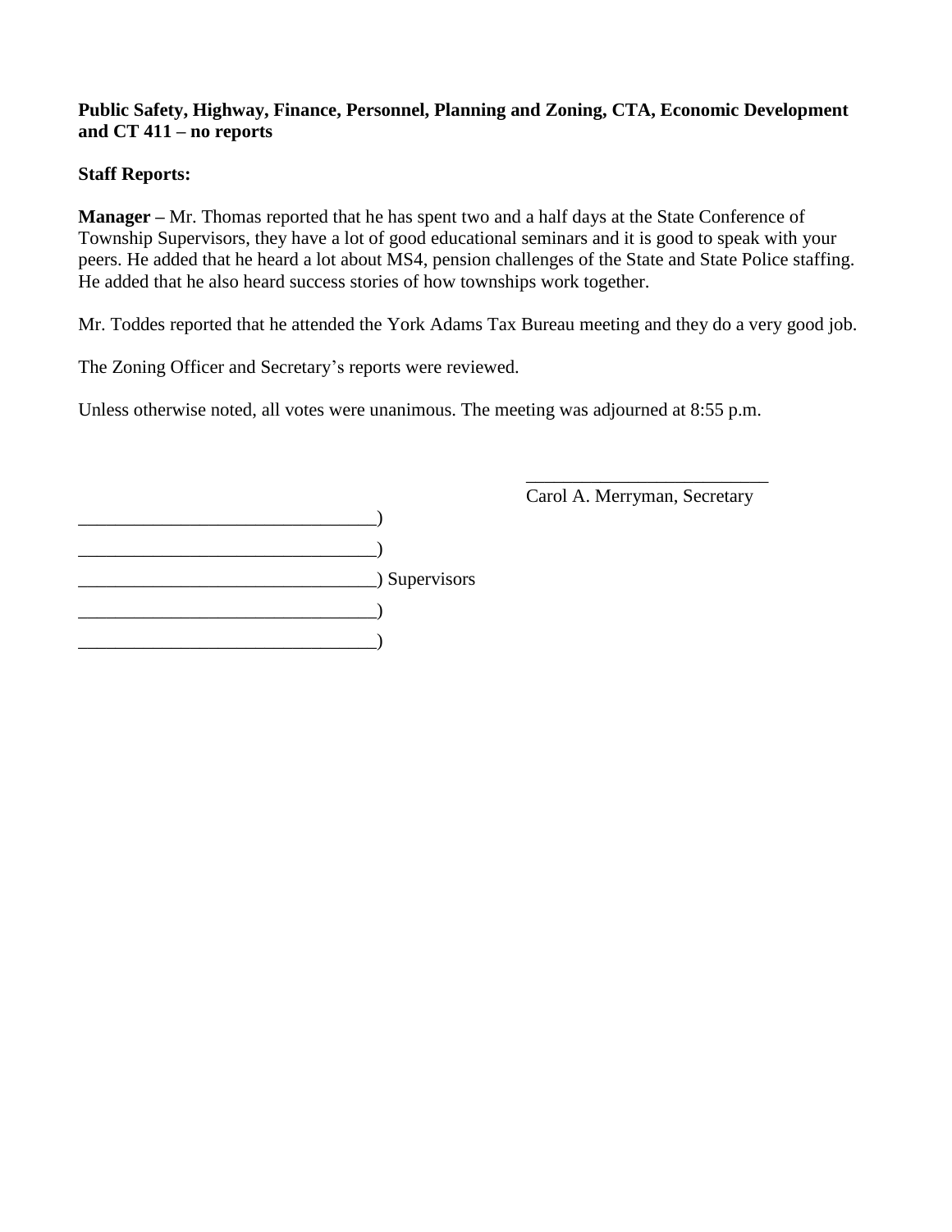**Public Safety, Highway, Finance, Personnel, Planning and Zoning, CTA, Economic Development and CT 411 – no reports**

**Staff Reports:**

**Manager –** Mr. Thomas reported that he has spent two and a half days at the State Conference of Township Supervisors, they have a lot of good educational seminars and it is good to speak with your peers. He added that he heard a lot about MS4, pension challenges of the State and State Police staffing. He added that he also heard success stories of how townships work together.

Mr. Toddes reported that he attended the York Adams Tax Bureau meeting and they do a very good job.

The Zoning Officer and Secretary's reports were reviewed.

Unless otherwise noted, all votes were unanimous. The meeting was adjourned at 8:55 p.m.

___________________________
Carol A. Merryman, Secretary

_________________________________)
_________________________________)
_________________________________) Supervisors
_________________________________)
_________________________________)